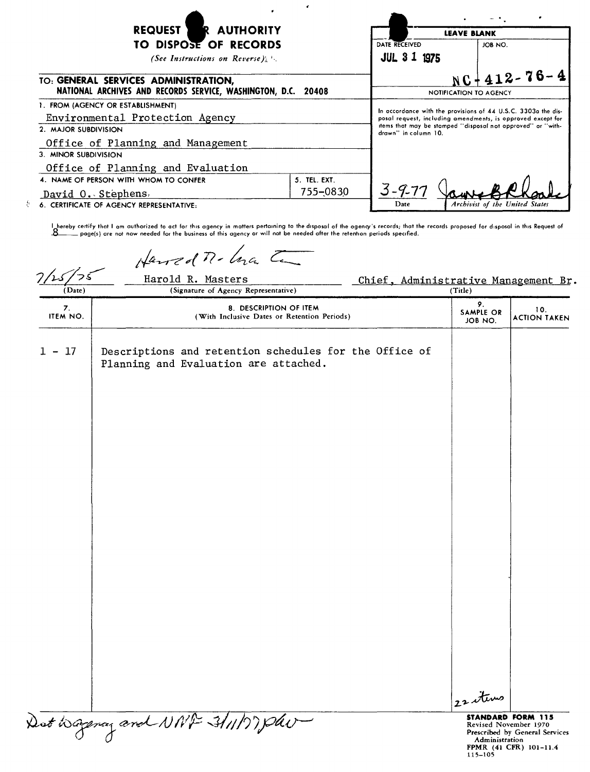# REQUEST FOR AUTHORITY TO DISPOSE OF RECORDS

*(See Instructions on Reverse)*

| LEAVE BLANK | |
|---|---|
| DATE RECEIVED: JUL 31 1975 | JOB NO.: NC 412-76-4 |

**TO: GENERAL SERVICES ADMINISTRATION, NATIONAL ARCHIVES AND RECORDS SERVICE, WASHINGTON, D.C. 20408**

1. FROM (AGENCY OR ESTABLISHMENT): Environmental Protection Agency
2. MAJOR SUBDIVISION: Office of Planning and Management
3. MINOR SUBDIVISION: Office of Planning and Evaluation
4. NAME OF PERSON WITH WHOM TO CONFER: David O. Stephens
5. TEL. EXT.: 755-0830
6. CERTIFICATE OF AGENCY REPRESENTATIVE:

**NOTIFICATION TO AGENCY**

In accordance with the provisions of 44 U.S.C. 3303a the disposal request, including amendments, is approved except for items that may be stamped "disposal not approved" or "withdrawn" in column 10.

Date: 3-9-77 — Archivist of the United States: James B. Rhoads

I hereby certify that I am authorized to act for this agency in matters pertaining to the disposal of the agency's records; that the records proposed for disposal in this Request of 8 page(s) are not now needed for the business of this agency or will not be needed after the retention periods specified.

| (Date) | (Signature of Agency Representative) | (Title) |
|---|---|---|
| 7/25/75 | Harold R. Masters | Chief, Administrative Management Br. |

| 7. ITEM NO. | 8. DESCRIPTION OF ITEM (With Inclusive Dates or Retention Periods) | 9. SAMPLE OR JOB NO. | 10. ACTION TAKEN |
|---|---|---|---|
| 1 - 17 | Descriptions and retention schedules for the Office of Planning and Evaluation are attached. | 22 items | |

Dist Agency and NNF 3/11/77 plw

STANDARD FORM 115
Revised November 1970
Prescribed by General Services Administration
FPMR (41 CFR) 101-11.4
115-105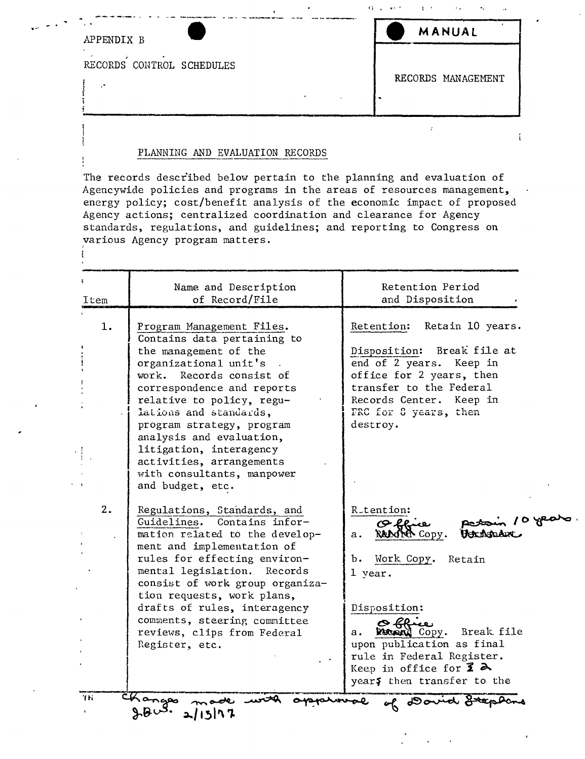APPENDIX B

RECORDS CONTROL SCHEDULES

**MANUAL**

RECORDS MANAGEMENT

PLANNING AND EVALUATION RECORDS

The records described below pertain to the planning and evaluation of Agencywide policies and programs in the areas of resources management, energy policy; cost/benefit analysis of the economic impact of proposed Agency actions; centralized coordination and clearance for Agency standards, regulations, and guidelines; and reporting to Congress on various Agency program matters.

| Item | Name and Description of Record/File | Retention Period and Disposition |
|---|---|---|
| 1. | Program Management Files. Contains data pertaining to the management of the organizational unit's work. Records consist of correspondence and reports relative to policy, regulations and standards, program strategy, program analysis and evaluation, litigation, interagency activities, arrangements with consultants, manpower and budget, etc. | Retention: Retain 10 years.<br><br>Disposition: Break file at end of 2 years. Keep in office for 2 years, then transfer to the Federal Records Center. Keep in FRC for 8 years, then destroy. |
| 2. | Regulations, Standards, and Guidelines. Contains information related to the development and implementation of rules for effecting environmental legislation. Records consist of work group organization requests, work plans, drafts of rules, interagency comments, steering committee reviews, clips from Federal Register, etc. | Retention:<br>a. ~~Record~~ Office Copy. ~~Permanent~~ Retain 10 years.<br><br>b. Work Copy. Retain 1 year.<br><br>Disposition:<br>a. ~~Record~~ Office Copy. Break file upon publication as final rule in Federal Register. Keep in office for ~~1~~ 2 year~~s~~ then transfer to the |

Changes made with approval of David Stephens
JBW. 2/15/77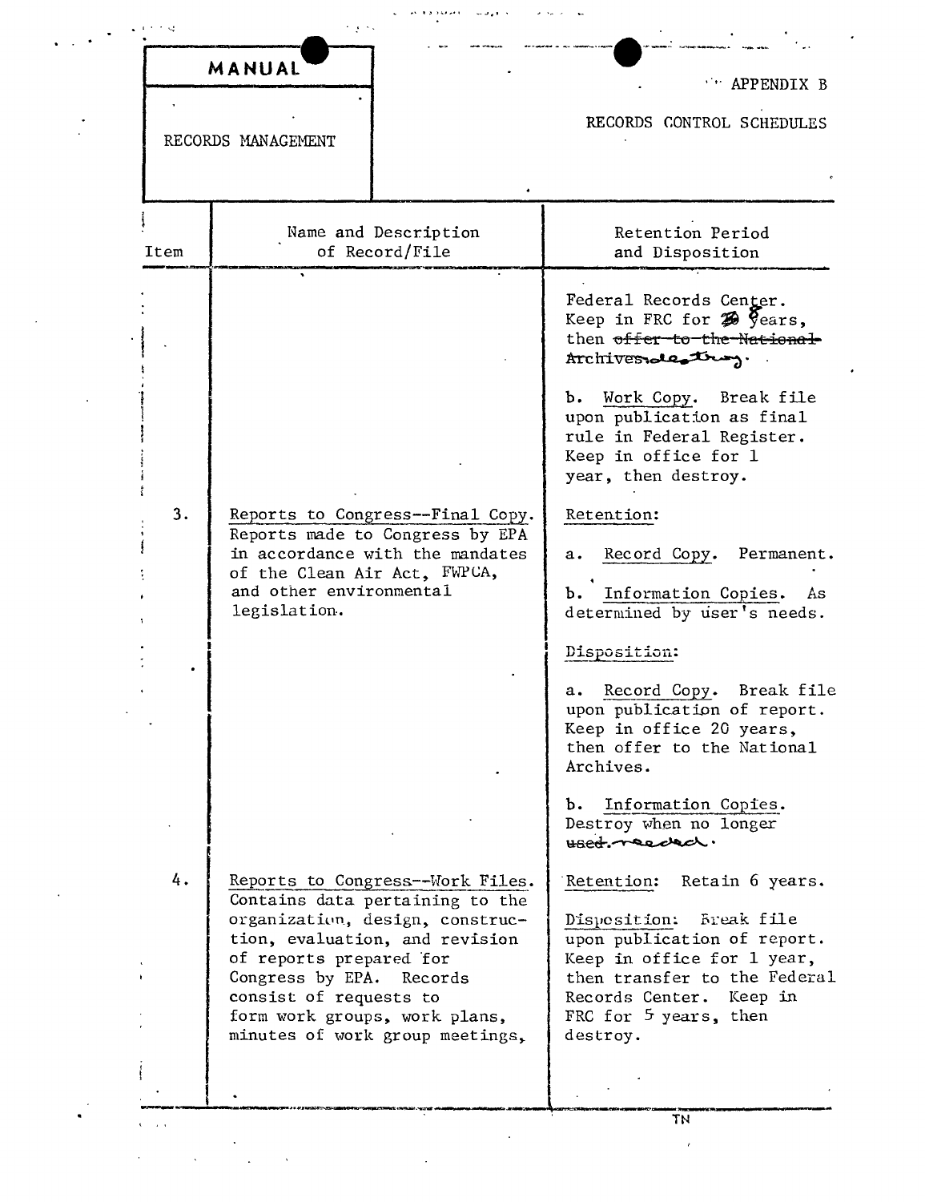| MANUAL | APPENDIX B |
| --- | --- |
| RECORDS MANAGEMENT | RECORDS CONTROL SCHEDULES |

| Item | Name and Description of Record/File | Retention Period and Disposition |
| --- | --- | --- |
| | | Federal Records Center. Keep in FRC for 8 years, then ~~offer to the National Archives~~ destroy.<br><br>b. Work Copy. Break file upon publication as final rule in Federal Register. Keep in office for 1 year, then destroy. |
| 3. | Reports to Congress--Final Copy. Reports made to Congress by EPA in accordance with the mandates of the Clean Air Act, FWPCA, and other environmental legislation. | Retention:<br><br>a. Record Copy. Permanent.<br><br>b. Information Copies. As determined by user's needs.<br><br>Disposition:<br><br>a. Record Copy. Break file upon publication of report. Keep in office 20 years, then offer to the National Archives.<br><br>b. Information Copies. Destroy when no longer ~~used.~~ needed. |
| 4. | Reports to Congress--Work Files. Contains data pertaining to the organization, design, construction, evaluation, and revision of reports prepared for Congress by EPA. Records consist of requests to form work groups, work plans, minutes of work group meetings, | Retention: Retain 6 years.<br><br>Disposition: Break file upon publication of report. Keep in office for 1 year, then transfer to the Federal Records Center. Keep in FRC for 5 years, then destroy. |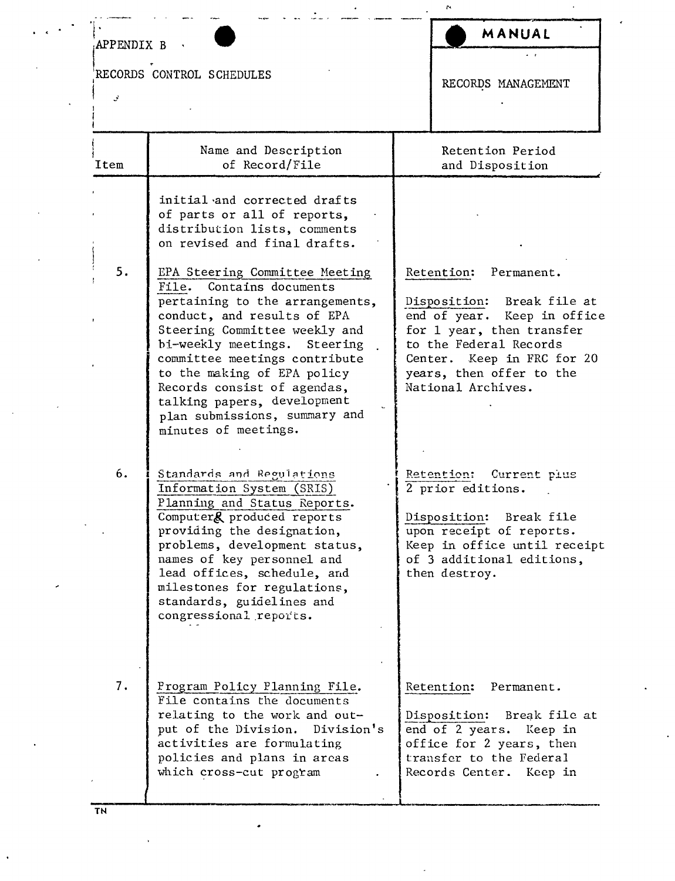APPENDIX B

RECORDS CONTROL SCHEDULES

**MANUAL**

RECORDS MANAGEMENT

| Item | Name and Description of Record/File | Retention Period and Disposition |
|---|---|---|
| | initial and corrected drafts of parts or all of reports, distribution lists, comments on revised and final drafts. | |
| 5. | EPA Steering Committee Meeting File. Contains documents pertaining to the arrangements, conduct, and results of EPA Steering Committee weekly and bi-weekly meetings. Steering committee meetings contribute to the making of EPA policy Records consist of agendas, talking papers, development plan submissions, summary and minutes of meetings. | Retention: Permanent.<br><br>Disposition: Break file at end of year. Keep in office for 1 year, then transfer to the Federal Records Center. Keep in FRC for 20 years, then offer to the National Archives. |
| 6. | Standards and Regulations Information System (SRIS) Planning and Status Reports. Computer produced reports providing the designation, problems, development status, names of key personnel and lead offices, schedule, and milestones for regulations, standards, guidelines and congressional reports. | Retention: Current plus 2 prior editions.<br><br>Disposition: Break file upon receipt of reports. Keep in office until receipt of 3 additional editions, then destroy. |
| 7. | Program Policy Planning File. File contains the documents relating to the work and output of the Division. Division's activities are formulating policies and plans in areas which cross-cut program | Retention: Permanent.<br><br>Disposition: Break file at end of 2 years. Keep in office for 2 years, then transfer to the Federal Records Center. Keep in |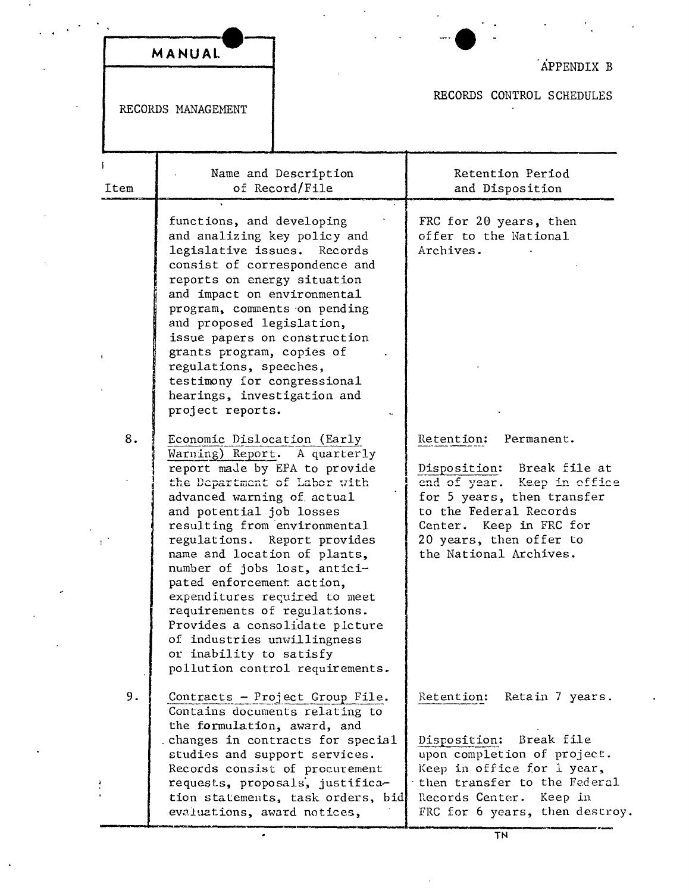MANUAL

RECORDS MANAGEMENT

APPENDIX B

RECORDS CONTROL SCHEDULES

| Item | Name and Description of Record/File | Retention Period and Disposition |
| --- | --- | --- |
| | functions, and developing and analizing key policy and legislative issues. Records consist of correspondence and reports on energy situation and impact on environmental program, comments on pending and proposed legislation, issue papers on construction grants program, copies of regulations, speeches, testimony for congressional hearings, investigation and project reports. | FRC for 20 years, then offer to the National Archives. |
| 8. | Economic Dislocation (Early Warning) Report. A quarterly report made by EPA to provide the Department of Labor with advanced warning of actual and potential job losses resulting from environmental regulations. Report provides name and location of plants, number of jobs lost, anticipated enforcement action, expenditures required to meet requirements of regulations. Provides a consolidate picture of industries unwillingness or inability to satisfy pollution control requirements. | Retention: Permanent.<br><br>Disposition: Break file at end of year. Keep in office for 5 years, then transfer to the Federal Records Center. Keep in FRC for 20 years, then offer to the National Archives. |
| 9. | Contracts - Project Group File. Contains documents relating to the formulation, award, and changes in contracts for special studies and support services. Records consist of procurement requests, proposals, justification statements, task orders, bid evaluations, award notices, | Retention: Retain 7 years.<br><br>Disposition: Break file upon completion of project. Keep in office for 1 year, then transfer to the Federal Records Center. Keep in FRC for 6 years, then destroy. |

TN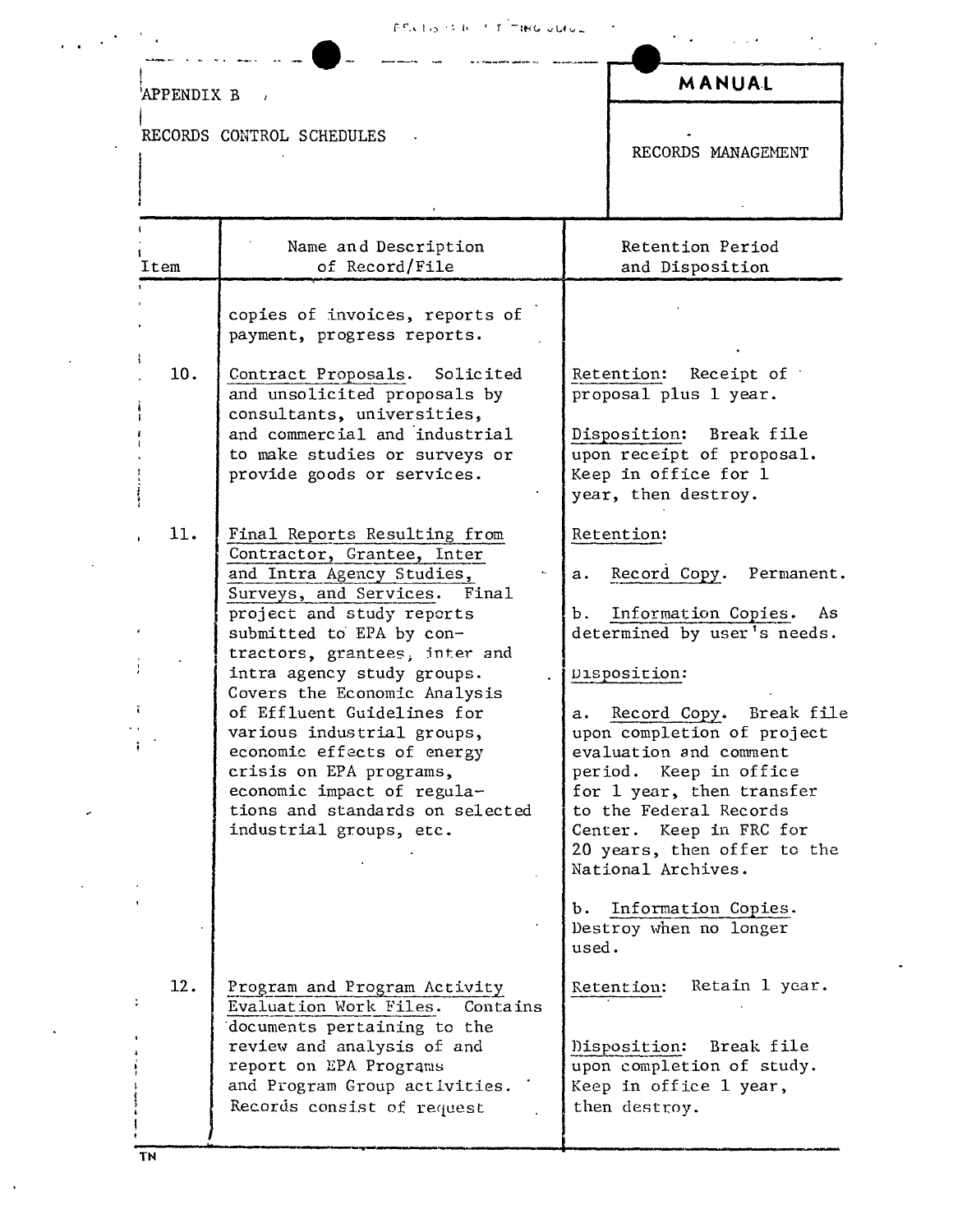APPENDIX B

RECORDS CONTROL SCHEDULES

**MANUAL**

RECORDS MANAGEMENT

| Item | Name and Description of Record/File | Retention Period and Disposition |
|---|---|---|
| | copies of invoices, reports of payment, progress reports. | |
| 10. | Contract Proposals. Solicited and unsolicited proposals by consultants, universities, and commercial and industrial to make studies or surveys or provide goods or services. | Retention: Receipt of proposal plus 1 year.<br><br>Disposition: Break file upon receipt of proposal. Keep in office for 1 year, then destroy. |
| 11. | Final Reports Resulting from Contractor, Grantee, Inter and Intra Agency Studies, Surveys, and Services. Final project and study reports submitted to EPA by contractors, grantees, inter and intra agency study groups. Covers the Economic Analysis of Effluent Guidelines for various industrial groups, economic effects of energy crisis on EPA programs, economic impact of regulations and standards on selected industrial groups, etc. | Retention:<br><br>a. Record Copy. Permanent.<br><br>b. Information Copies. As determined by user's needs.<br><br>Disposition:<br><br>a. Record Copy. Break file upon completion of project evaluation and comment period. Keep in office for 1 year, then transfer to the Federal Records Center. Keep in FRC for 20 years, then offer to the National Archives.<br><br>b. Information Copies. Destroy when no longer used. |
| 12. | Program and Program Activity Evaluation Work Files. Contains documents pertaining to the review and analysis of and report on EPA Programs and Program Group activities. Records consist of request | Retention: Retain 1 year.<br><br>Disposition: Break file upon completion of study. Keep in office 1 year, then destroy. |

TN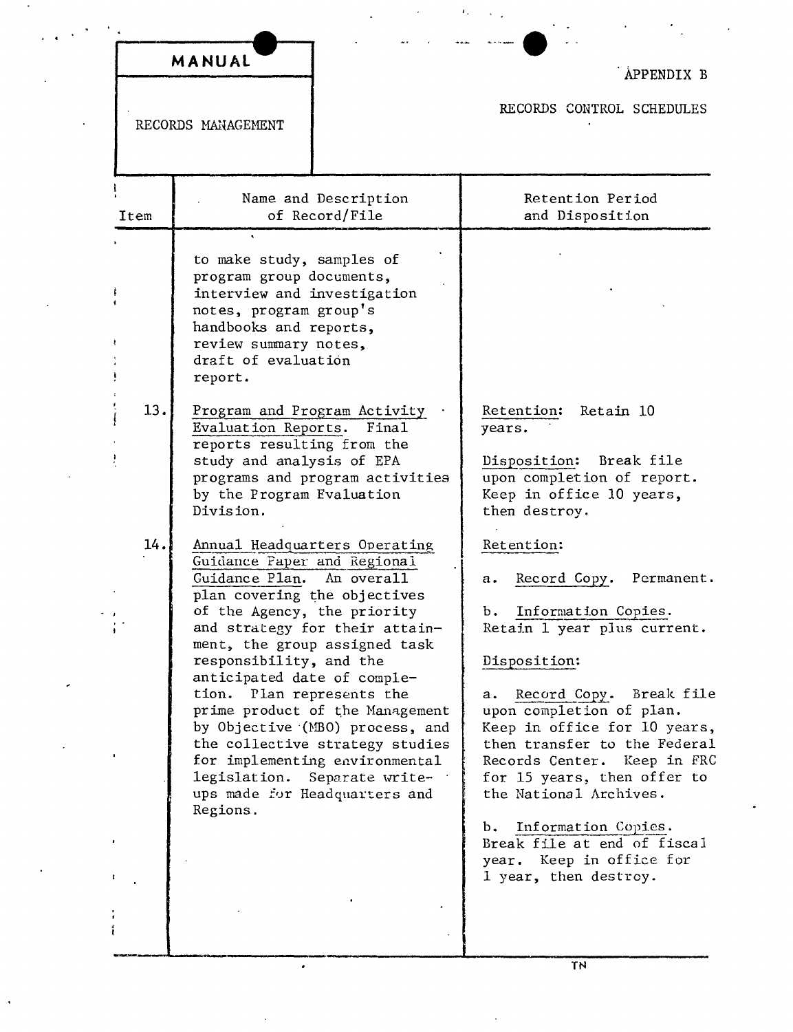| MANUAL | APPENDIX B |
| --- | --- |
| RECORDS MANAGEMENT | RECORDS CONTROL SCHEDULES |

| Item | Name and Description of Record/File | Retention Period and Disposition |
| --- | --- | --- |
| | to make study, samples of program group documents, interview and investigation notes, program group's handbooks and reports, review summary notes, draft of evaluation report. | |
| 13. | Program and Program Activity Evaluation Reports. Final reports resulting from the study and analysis of EPA programs and program activities by the Program Evaluation Division. | Retention: Retain 10 years.<br><br>Disposition: Break file upon completion of report. Keep in office 10 years, then destroy. |
| 14. | Annual Headquarters Operating Guidance Paper and Regional Guidance Plan. An overall plan covering the objectives of the Agency, the priority and strategy for their attainment, the group assigned task responsibility, and the anticipated date of completion. Plan represents the prime product of the Management by Objective (MBO) process, and the collective strategy studies for implementing environmental legislation. Separate write-ups made for Headquarters and Regions. | Retention:<br><br>a. Record Copy. Permanent.<br><br>b. Information Copies. Retain 1 year plus current.<br><br>Disposition:<br><br>a. Record Copy. Break file upon completion of plan. Keep in office for 10 years, then transfer to the Federal Records Center. Keep in FRC for 15 years, then offer to the National Archives.<br><br>b. Information Copies. Break file at end of fiscal year. Keep in office for 1 year, then destroy. |

TN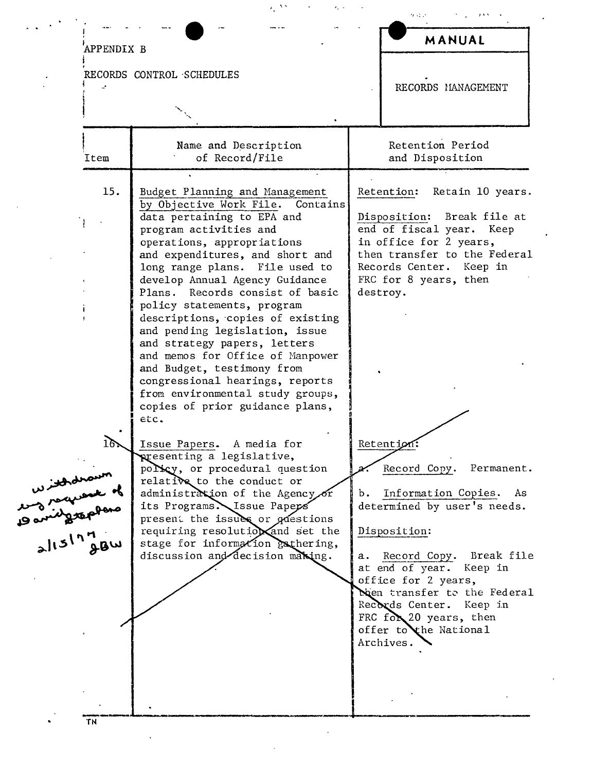APPENDIX B

RECORDS CONTROL SCHEDULES

**MANUAL**

RECORDS MANAGEMENT

| Item | Name and Description of Record/File | Retention Period and Disposition |
|---|---|---|
| 15. | Budget Planning and Management by Objective Work File. Contains data pertaining to EPA and program activities and operations, appropriations and expenditures, and short and long range plans. File used to develop Annual Agency Guidance Plans. Records consist of basic policy statements, program descriptions, copies of existing and pending legislation, issue and strategy papers, letters and memos for Office of Manpower and Budget, testimony from congressional hearings, reports from environmental study groups, copies of prior guidance plans, etc. | Retention: Retain 10 years.<br><br>Disposition: Break file at end of fiscal year. Keep in office for 2 years, then transfer to the Federal Records Center. Keep in FRC for 8 years, then destroy. |
| 16. | Issue Papers. A media for presenting a legislative, policy, or procedural question relative to the conduct or administration of the Agency or its Programs. Issue Papers present the issues or questions requiring resolution and set the stage for information gathering, discussion and decision making. | Retention:<br><br>a. Record Copy. Permanent.<br><br>b. Information Copies. As determined by user's needs.<br><br>Disposition:<br><br>a. Record Copy. Break file at end of year. Keep in office for 2 years, then transfer to the Federal Records Center. Keep in FRC for 20 years, then offer to the National Archives. |

Withdrawn by request of David Stephens 2/15/77 JBW

TN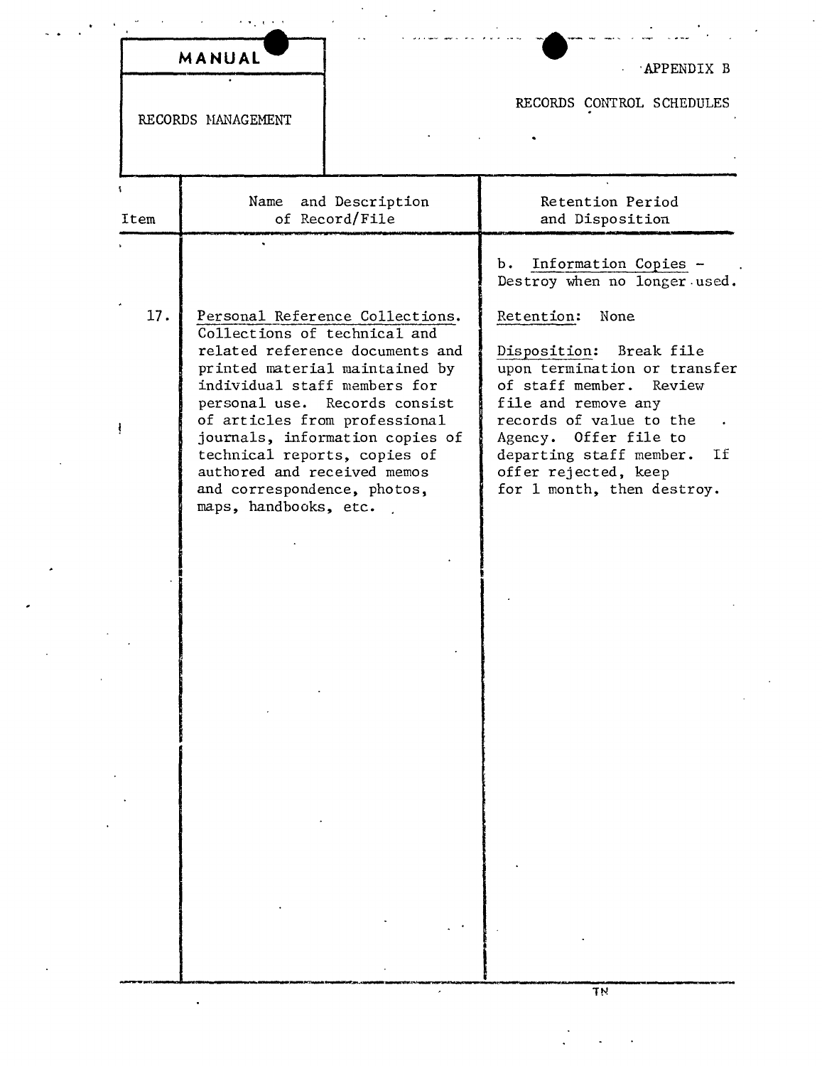MANUAL

RECORDS MANAGEMENT

APPENDIX B

RECORDS CONTROL SCHEDULES

| Item | Name and Description of Record/File | Retention Period and Disposition |
|---|---|---|
| | | b. Information Copies - Destroy when no longer used. |
| 17. | Personal Reference Collections. Collections of technical and related reference documents and printed material maintained by individual staff members for personal use. Records consist of articles from professional journals, information copies of technical reports, copies of authored and received memos and correspondence, photos, maps, handbooks, etc. | Retention: None<br><br>Disposition: Break file upon termination or transfer of staff member. Review file and remove any records of value to the Agency. Offer file to departing staff member. If offer rejected, keep for 1 month, then destroy. |

TN